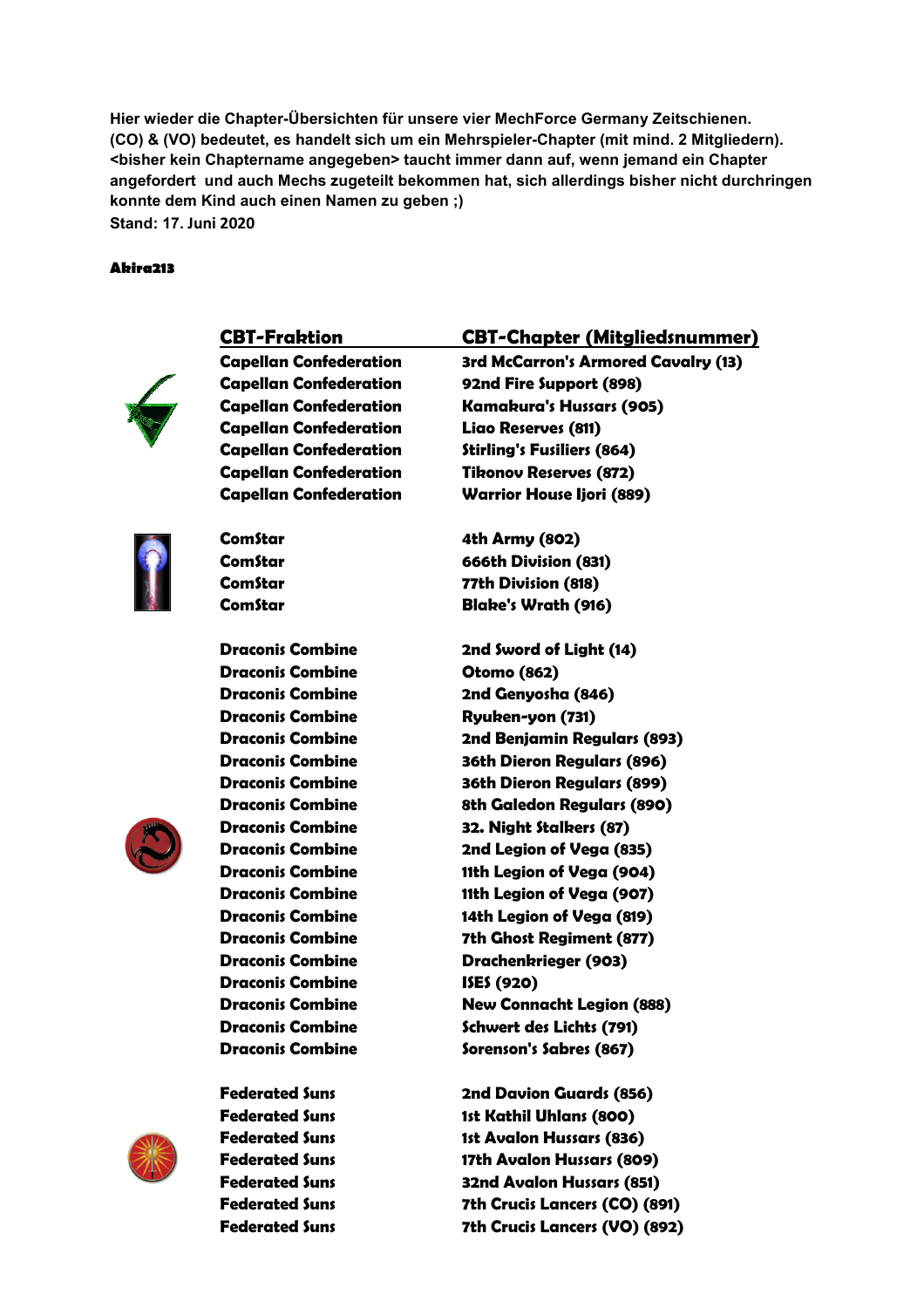Hier wieder die Chapter-Übersichten für unsere vier MechForce Germany Zeitschienen.
(CO) & (VO) bedeutet, es handelt sich um ein Mehrspieler-Chapter (mit mind. 2 Mitgliedern).
<bisher kein Chaptername angegeben> taucht immer dann auf, wenn jemand ein Chapter angefordert und auch Mechs zugeteilt bekommen hat, sich allerdings bisher nicht durchringen konnte dem Kind auch einen Namen zu geben ;)
Stand: 17. Juni 2020

**Akira213**

| CBT-Fraktion | CBT-Chapter (Mitgliedsnummer) |
|---|---|
| Capellan Confederation | 3rd McCarron's Armored Cavalry (13) |
| Capellan Confederation | 92nd Fire Support (898) |
| Capellan Confederation | Kamakura's Hussars (905) |
| Capellan Confederation | Liao Reserves (811) |
| Capellan Confederation | Stirling's Fusiliers (864) |
| Capellan Confederation | Tikonov Reserves (872) |
| Capellan Confederation | Warrior House Ijori (889) |
| ComStar | 4th Army (802) |
| ComStar | 666th Division (831) |
| ComStar | 77th Division (818) |
| ComStar | Blake's Wrath (916) |
| Draconis Combine | 2nd Sword of Light (14) |
| Draconis Combine | Otomo (862) |
| Draconis Combine | 2nd Genyosha (846) |
| Draconis Combine | Ryuken-yon (731) |
| Draconis Combine | 2nd Benjamin Regulars (893) |
| Draconis Combine | 36th Dieron Regulars (896) |
| Draconis Combine | 36th Dieron Regulars (899) |
| Draconis Combine | 8th Galedon Regulars (890) |
| Draconis Combine | 32. Night Stalkers (87) |
| Draconis Combine | 2nd Legion of Vega (835) |
| Draconis Combine | 11th Legion of Vega (904) |
| Draconis Combine | 11th Legion of Vega (907) |
| Draconis Combine | 14th Legion of Vega (819) |
| Draconis Combine | 7th Ghost Regiment (877) |
| Draconis Combine | Drachenkrieger (903) |
| Draconis Combine | ISES (920) |
| Draconis Combine | New Connacht Legion (888) |
| Draconis Combine | Schwert des Lichts (791) |
| Draconis Combine | Sorenson's Sabres (867) |
| Federated Suns | 2nd Davion Guards (856) |
| Federated Suns | 1st Kathil Uhlans (800) |
| Federated Suns | 1st Avalon Hussars (836) |
| Federated Suns | 17th Avalon Hussars (809) |
| Federated Suns | 32nd Avalon Hussars (851) |
| Federated Suns | 7th Crucis Lancers (CO) (891) |
| Federated Suns | 7th Crucis Lancers (VO) (892) |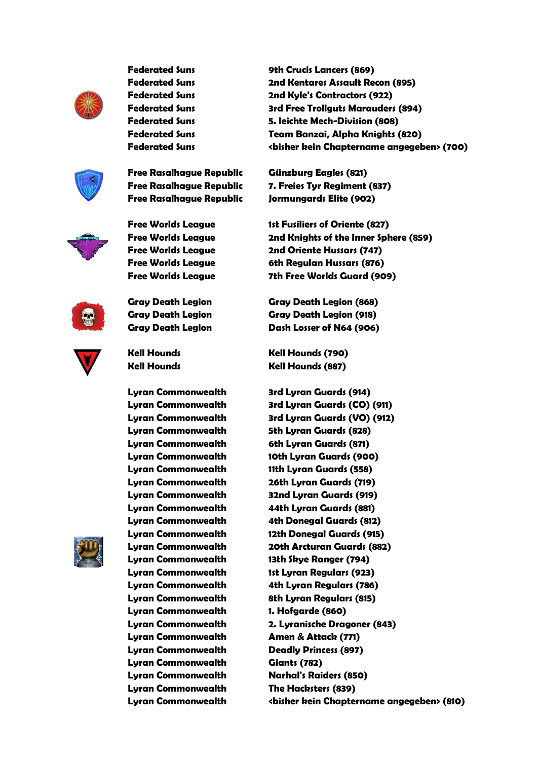| | |
|---|---|
| Federated Suns | 9th Crucis Lancers (869) |
| Federated Suns | 2nd Kentares Assault Recon (895) |
| Federated Suns | 2nd Kyle's Contractors (922) |
| Federated Suns | 3rd Free Trollguts Marauders (894) |
| Federated Suns | 5. leichte Mech-Division (808) |
| Federated Suns | Team Banzai, Alpha Knights (820) |
| Federated Suns | <bisher kein Chaptername angegeben> (700) |
| Free Rasalhague Republic | Günzburg Eagles (821) |
| Free Rasalhague Republic | 7. Freies Tyr Regiment (837) |
| Free Rasalhague Republic | Jormungards Elite (902) |
| Free Worlds League | 1st Fusiliers of Oriente (827) |
| Free Worlds League | 2nd Knights of the Inner Sphere (859) |
| Free Worlds League | 2nd Oriente Hussars (747) |
| Free Worlds League | 6th Regulan Hussars (876) |
| Free Worlds League | 7th Free Worlds Guard (909) |
| Gray Death Legion | Gray Death Legion (868) |
| Gray Death Legion | Gray Death Legion (918) |
| Gray Death Legion | Dash Losser of N64 (906) |
| Kell Hounds | Kell Hounds (790) |
| Kell Hounds | Kell Hounds (887) |
| Lyran Commonwealth | 3rd Lyran Guards (914) |
| Lyran Commonwealth | 3rd Lyran Guards (CO) (911) |
| Lyran Commonwealth | 3rd Lyran Guards (VO) (912) |
| Lyran Commonwealth | 5th Lyran Guards (828) |
| Lyran Commonwealth | 6th Lyran Guards (871) |
| Lyran Commonwealth | 10th Lyran Guards (900) |
| Lyran Commonwealth | 11th Lyran Guards (558) |
| Lyran Commonwealth | 26th Lyran Guards (719) |
| Lyran Commonwealth | 32nd Lyran Guards (919) |
| Lyran Commonwealth | 44th Lyran Guards (881) |
| Lyran Commonwealth | 4th Donegal Guards (812) |
| Lyran Commonwealth | 12th Donegal Guards (915) |
| Lyran Commonwealth | 20th Arcturan Guards (882) |
| Lyran Commonwealth | 13th Skye Ranger (794) |
| Lyran Commonwealth | 1st Lyran Regulars (923) |
| Lyran Commonwealth | 4th Lyran Regulars (786) |
| Lyran Commonwealth | 8th Lyran Regulars (815) |
| Lyran Commonwealth | 1. Hofgarde (860) |
| Lyran Commonwealth | 2. Lyranische Dragoner (843) |
| Lyran Commonwealth | Amen & Attack (771) |
| Lyran Commonwealth | Deadly Princess (897) |
| Lyran Commonwealth | Giants (782) |
| Lyran Commonwealth | Narhal's Raiders (850) |
| Lyran Commonwealth | The Hacksters (839) |
| Lyran Commonwealth | <bisher kein Chaptername angegeben> (810) |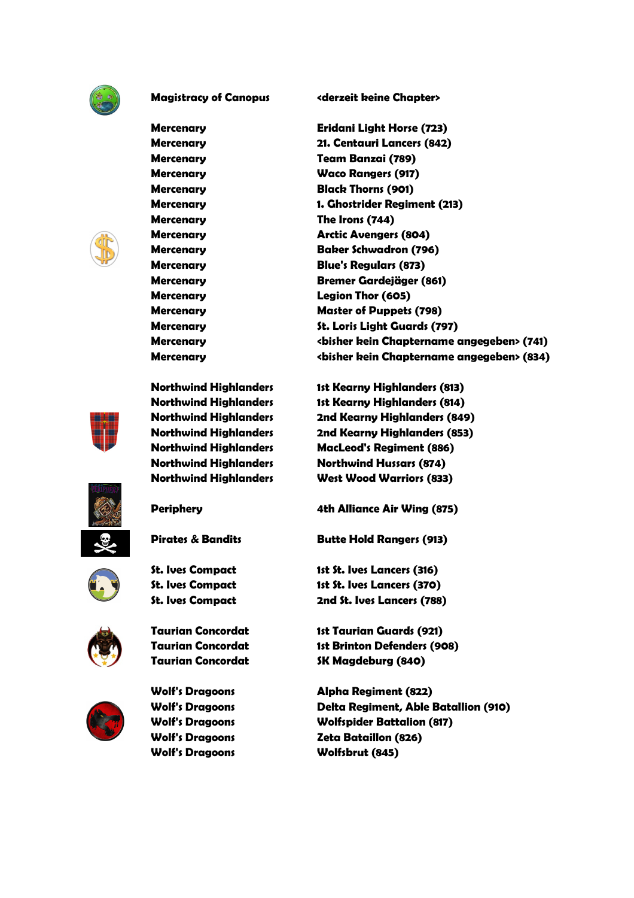| | |
|---|---|
| Magistracy of Canopus | <derzeit keine Chapter> |
| Mercenary | Eridani Light Horse (723) |
| Mercenary | 21. Centauri Lancers (842) |
| Mercenary | Team Banzai (789) |
| Mercenary | Waco Rangers (917) |
| Mercenary | Black Thorns (901) |
| Mercenary | 1. Ghostrider Regiment (213) |
| Mercenary | The Irons (744) |
| Mercenary | Arctic Avengers (804) |
| Mercenary | Baker Schwadron (796) |
| Mercenary | Blue's Regulars (873) |
| Mercenary | Bremer Gardejäger (861) |
| Mercenary | Legion Thor (605) |
| Mercenary | Master of Puppets (798) |
| Mercenary | St. Loris Light Guards (797) |
| Mercenary | <bisher kein Chaptername angegeben> (741) |
| Mercenary | <bisher kein Chaptername angegeben> (834) |
| Northwind Highlanders | 1st Kearny Highlanders (813) |
| Northwind Highlanders | 1st Kearny Highlanders (814) |
| Northwind Highlanders | 2nd Kearny Highlanders (849) |
| Northwind Highlanders | 2nd Kearny Highlanders (853) |
| Northwind Highlanders | MacLeod's Regiment (886) |
| Northwind Highlanders | Northwind Hussars (874) |
| Northwind Highlanders | West Wood Warriors (833) |
| Periphery | 4th Alliance Air Wing (875) |
| Pirates & Bandits | Butte Hold Rangers (913) |
| St. Ives Compact | 1st St. Ives Lancers (316) |
| St. Ives Compact | 1st St. Ives Lancers (370) |
| St. Ives Compact | 2nd St. Ives Lancers (788) |
| Taurian Concordat | 1st Taurian Guards (921) |
| Taurian Concordat | 1st Brinton Defenders (908) |
| Taurian Concordat | SK Magdeburg (840) |
| Wolf's Dragoons | Alpha Regiment (822) |
| Wolf's Dragoons | Delta Regiment, Able Batallion (910) |
| Wolf's Dragoons | Wolfspider Battalion (817) |
| Wolf's Dragoons | Zeta Bataillon (826) |
| Wolf's Dragoons | Wolfsbrut (845) |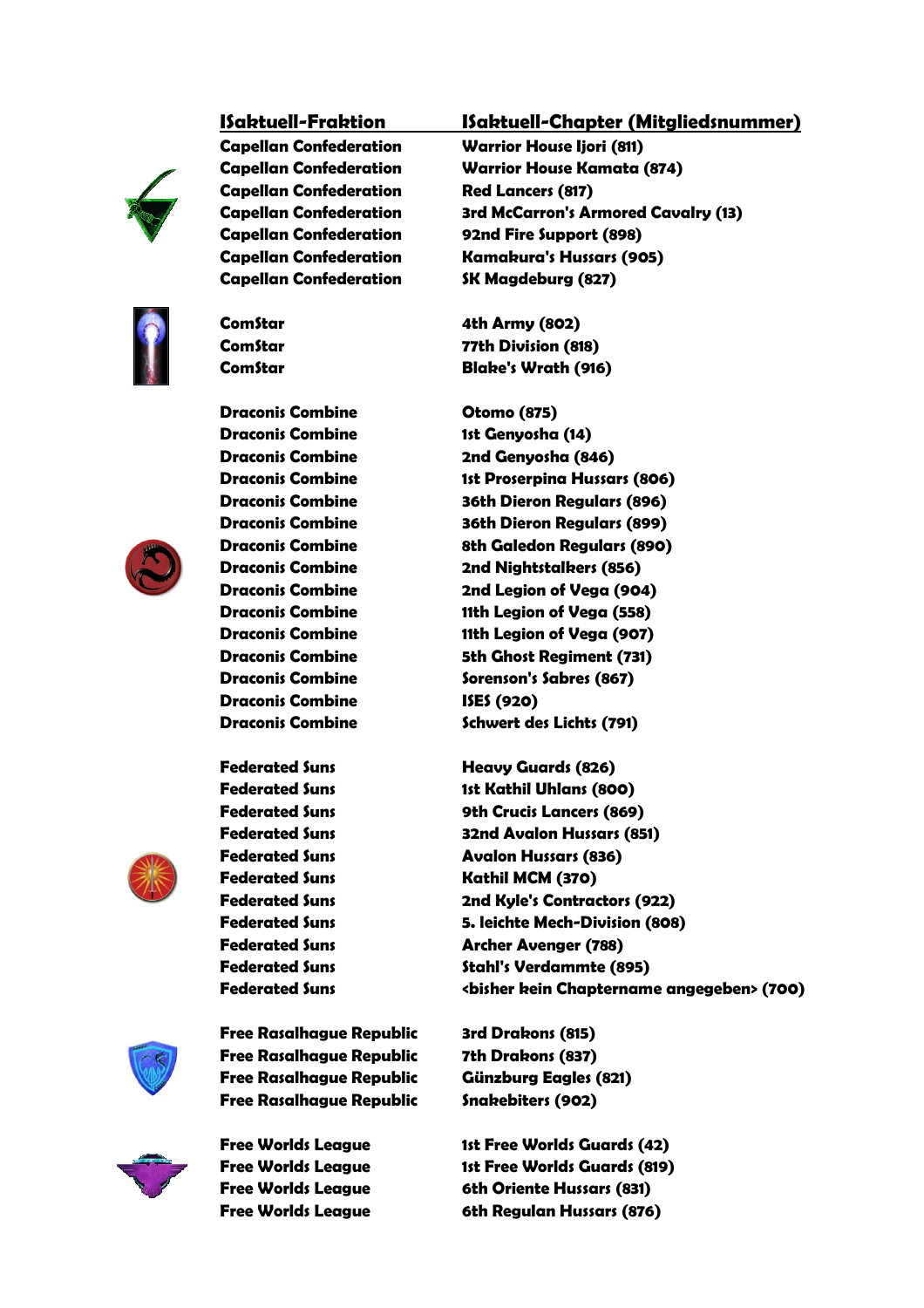| ISaktuell-Fraktion | ISaktuell-Chapter (Mitgliedsnummer) |
| --- | --- |
| Capellan Confederation | Warrior House Ijori (811) |
| Capellan Confederation | Warrior House Kamata (874) |
| Capellan Confederation | Red Lancers (817) |
| Capellan Confederation | 3rd McCarron's Armored Cavalry (13) |
| Capellan Confederation | 92nd Fire Support (898) |
| Capellan Confederation | Kamakura's Hussars (905) |
| Capellan Confederation | SK Magdeburg (827) |
| ComStar | 4th Army (802) |
| ComStar | 77th Division (818) |
| ComStar | Blake's Wrath (916) |
| Draconis Combine | Otomo (875) |
| Draconis Combine | 1st Genyosha (14) |
| Draconis Combine | 2nd Genyosha (846) |
| Draconis Combine | 1st Proserpina Hussars (806) |
| Draconis Combine | 36th Dieron Regulars (896) |
| Draconis Combine | 36th Dieron Regulars (899) |
| Draconis Combine | 8th Galedon Regulars (890) |
| Draconis Combine | 2nd Nightstalkers (856) |
| Draconis Combine | 2nd Legion of Vega (904) |
| Draconis Combine | 11th Legion of Vega (558) |
| Draconis Combine | 11th Legion of Vega (907) |
| Draconis Combine | 5th Ghost Regiment (731) |
| Draconis Combine | Sorenson's Sabres (867) |
| Draconis Combine | ISES (920) |
| Draconis Combine | Schwert des Lichts (791) |
| Federated Suns | Heavy Guards (826) |
| Federated Suns | 1st Kathil Uhlans (800) |
| Federated Suns | 9th Crucis Lancers (869) |
| Federated Suns | 32nd Avalon Hussars (851) |
| Federated Suns | Avalon Hussars (836) |
| Federated Suns | Kathil MCM (370) |
| Federated Suns | 2nd Kyle's Contractors (922) |
| Federated Suns | 5. leichte Mech-Division (808) |
| Federated Suns | Archer Avenger (788) |
| Federated Suns | Stahl's Verdammte (895) |
| Federated Suns | <bisher kein Chaptername angegeben> (700) |
| Free Rasalhague Republic | 3rd Drakons (815) |
| Free Rasalhague Republic | 7th Drakons (837) |
| Free Rasalhague Republic | Günzburg Eagles (821) |
| Free Rasalhague Republic | Snakebiters (902) |
| Free Worlds League | 1st Free Worlds Guards (42) |
| Free Worlds League | 1st Free Worlds Guards (819) |
| Free Worlds League | 6th Oriente Hussars (831) |
| Free Worlds League | 6th Regulan Hussars (876) |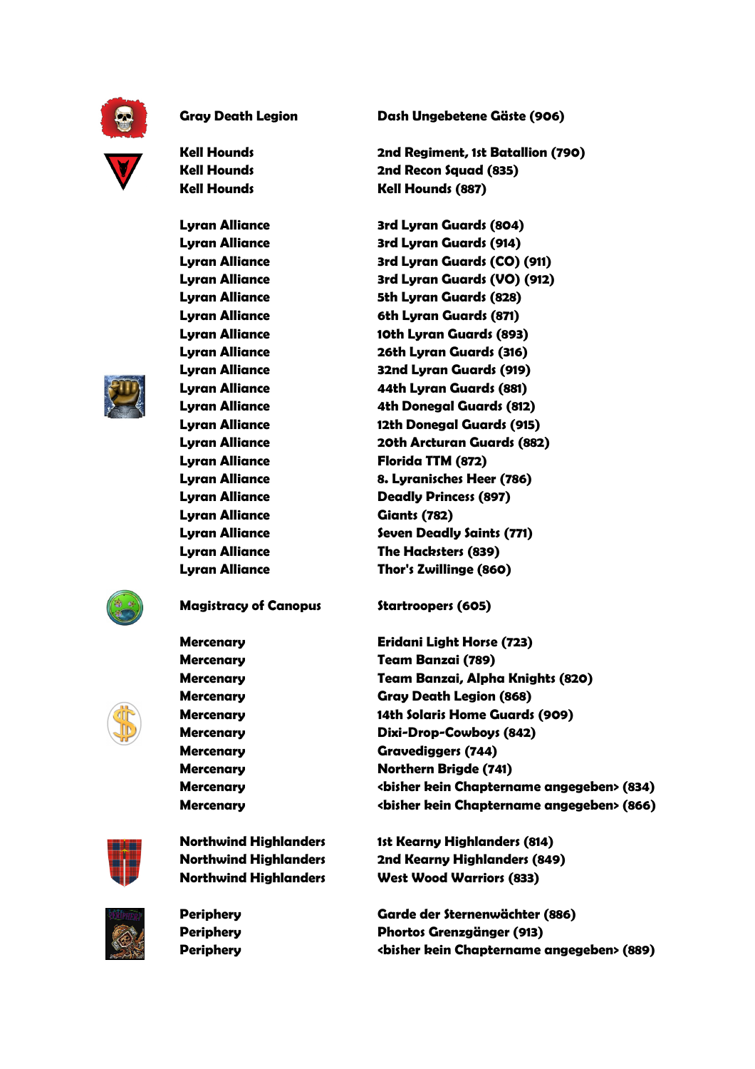| | |
|---|---|
| Gray Death Legion | Dash Ungebetene Gäste (906) |
| Kell Hounds | 2nd Regiment, 1st Batallion (790) |
| Kell Hounds | 2nd Recon Squad (835) |
| Kell Hounds | Kell Hounds (887) |
| Lyran Alliance | 3rd Lyran Guards (804) |
| Lyran Alliance | 3rd Lyran Guards (914) |
| Lyran Alliance | 3rd Lyran Guards (CO) (911) |
| Lyran Alliance | 3rd Lyran Guards (VO) (912) |
| Lyran Alliance | 5th Lyran Guards (828) |
| Lyran Alliance | 6th Lyran Guards (871) |
| Lyran Alliance | 10th Lyran Guards (893) |
| Lyran Alliance | 26th Lyran Guards (316) |
| Lyran Alliance | 32nd Lyran Guards (919) |
| Lyran Alliance | 44th Lyran Guards (881) |
| Lyran Alliance | 4th Donegal Guards (812) |
| Lyran Alliance | 12th Donegal Guards (915) |
| Lyran Alliance | 20th Arcturan Guards (882) |
| Lyran Alliance | Florida TTM (872) |
| Lyran Alliance | 8. Lyranisches Heer (786) |
| Lyran Alliance | Deadly Princess (897) |
| Lyran Alliance | Giants (782) |
| Lyran Alliance | Seven Deadly Saints (771) |
| Lyran Alliance | The Hacksters (839) |
| Lyran Alliance | Thor's Zwillinge (860) |
| Magistracy of Canopus | Startroopers (605) |
| Mercenary | Eridani Light Horse (723) |
| Mercenary | Team Banzai (789) |
| Mercenary | Team Banzai, Alpha Knights (820) |
| Mercenary | Gray Death Legion (868) |
| Mercenary | 14th Solaris Home Guards (909) |
| Mercenary | Dixi-Drop-Cowboys (842) |
| Mercenary | Gravediggers (744) |
| Mercenary | Northern Brigde (741) |
| Mercenary | <bisher kein Chaptername angegeben> (834) |
| Mercenary | <bisher kein Chaptername angegeben> (866) |
| Northwind Highlanders | 1st Kearny Highlanders (814) |
| Northwind Highlanders | 2nd Kearny Highlanders (849) |
| Northwind Highlanders | West Wood Warriors (833) |
| Periphery | Garde der Sternenwächter (886) |
| Periphery | Phortos Grenzgänger (913) |
| Periphery | <bisher kein Chaptername angegeben> (889) |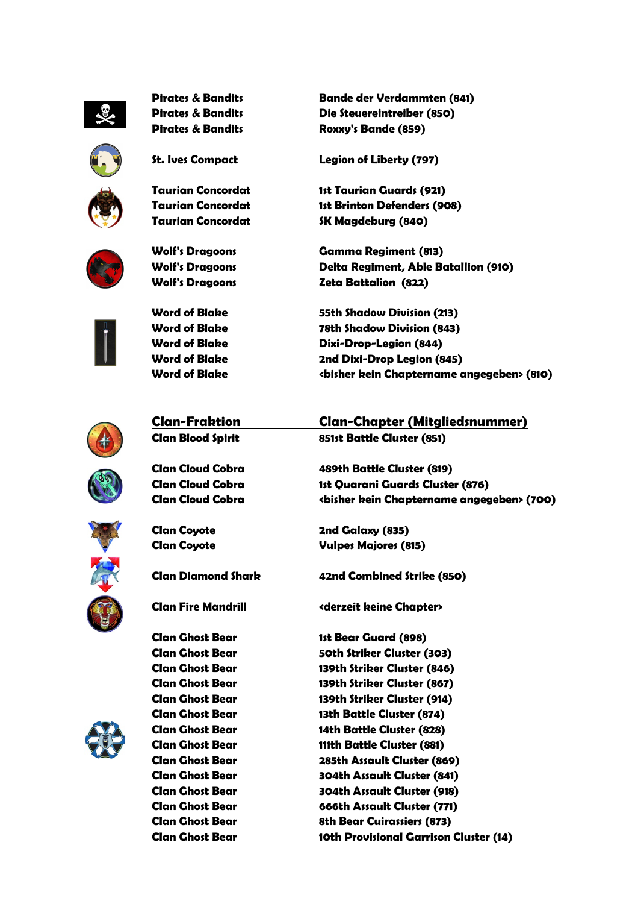| | |
|---|---|
| **Pirates & Bandits** | **Bande der Verdammten (841)** |
| **Pirates & Bandits** | **Die Steuereintreiber (850)** |
| **Pirates & Bandits** | **Roxxy's Bande (859)** |
| **St. Ives Compact** | **Legion of Liberty (797)** |
| **Taurian Concordat** | **1st Taurian Guards (921)** |
| **Taurian Concordat** | **1st Brinton Defenders (908)** |
| **Taurian Concordat** | **SK Magdeburg (840)** |
| **Wolf's Dragoons** | **Gamma Regiment (813)** |
| **Wolf's Dragoons** | **Delta Regiment, Able Batallion (910)** |
| **Wolf's Dragoons** | **Zeta Battalion (822)** |
| **Word of Blake** | **55th Shadow Division (213)** |
| **Word of Blake** | **78th Shadow Division (843)** |
| **Word of Blake** | **Dixi-Drop-Legion (844)** |
| **Word of Blake** | **2nd Dixi-Drop Legion (845)** |
| **Word of Blake** | **<bisher kein Chaptername angegeben> (810)** |

| **Clan-Fraktion** | **Clan-Chapter (Mitgliedsnummer)** |
|---|---|
| **Clan Blood Spirit** | **851st Battle Cluster (851)** |
| **Clan Cloud Cobra** | **489th Battle Cluster (819)** |
| **Clan Cloud Cobra** | **1st Quarani Guards Cluster (876)** |
| **Clan Cloud Cobra** | **<bisher kein Chaptername angegeben> (700)** |
| **Clan Coyote** | **2nd Galaxy (835)** |
| **Clan Coyote** | **Vulpes Majores (815)** |
| **Clan Diamond Shark** | **42nd Combined Strike (850)** |
| **Clan Fire Mandrill** | **<derzeit keine Chapter>** |
| **Clan Ghost Bear** | **1st Bear Guard (898)** |
| **Clan Ghost Bear** | **50th Striker Cluster (303)** |
| **Clan Ghost Bear** | **139th Striker Cluster (846)** |
| **Clan Ghost Bear** | **139th Striker Cluster (867)** |
| **Clan Ghost Bear** | **139th Striker Cluster (914)** |
| **Clan Ghost Bear** | **13th Battle Cluster (874)** |
| **Clan Ghost Bear** | **14th Battle Cluster (828)** |
| **Clan Ghost Bear** | **111th Battle Cluster (881)** |
| **Clan Ghost Bear** | **285th Assault Cluster (869)** |
| **Clan Ghost Bear** | **304th Assault Cluster (841)** |
| **Clan Ghost Bear** | **304th Assault Cluster (918)** |
| **Clan Ghost Bear** | **666th Assault Cluster (771)** |
| **Clan Ghost Bear** | **8th Bear Cuirassiers (873)** |
| **Clan Ghost Bear** | **10th Provisional Garrison Cluster (14)** |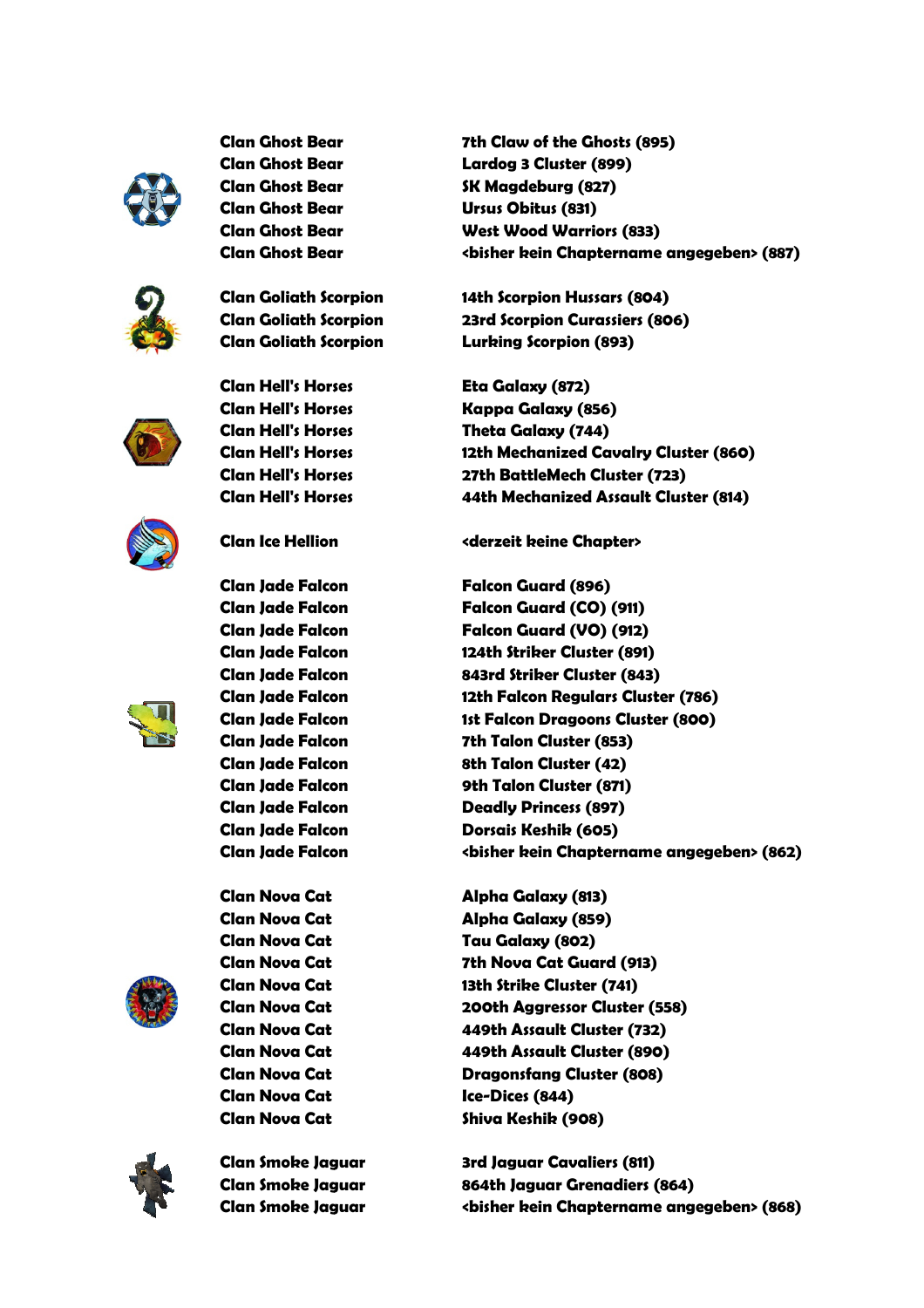| | |
|---|---|
| Clan Ghost Bear | 7th Claw of the Ghosts (895) |
| Clan Ghost Bear | Lardog 3 Cluster (899) |
| Clan Ghost Bear | SK Magdeburg (827) |
| Clan Ghost Bear | Ursus Obitus (831) |
| Clan Ghost Bear | West Wood Warriors (833) |
| Clan Ghost Bear | <bisher kein Chaptername angegeben> (887) |
| Clan Goliath Scorpion | 14th Scorpion Hussars (804) |
| Clan Goliath Scorpion | 23rd Scorpion Curassiers (806) |
| Clan Goliath Scorpion | Lurking Scorpion (893) |
| Clan Hell's Horses | Eta Galaxy (872) |
| Clan Hell's Horses | Kappa Galaxy (856) |
| Clan Hell's Horses | Theta Galaxy (744) |
| Clan Hell's Horses | 12th Mechanized Cavalry Cluster (860) |
| Clan Hell's Horses | 27th BattleMech Cluster (723) |
| Clan Hell's Horses | 44th Mechanized Assault Cluster (814) |
| Clan Ice Hellion | <derzeit keine Chapter> |
| Clan Jade Falcon | Falcon Guard (896) |
| Clan Jade Falcon | Falcon Guard (CO) (911) |
| Clan Jade Falcon | Falcon Guard (VO) (912) |
| Clan Jade Falcon | 124th Striker Cluster (891) |
| Clan Jade Falcon | 843rd Striker Cluster (843) |
| Clan Jade Falcon | 12th Falcon Regulars Cluster (786) |
| Clan Jade Falcon | 1st Falcon Dragoons Cluster (800) |
| Clan Jade Falcon | 7th Talon Cluster (853) |
| Clan Jade Falcon | 8th Talon Cluster (42) |
| Clan Jade Falcon | 9th Talon Cluster (871) |
| Clan Jade Falcon | Deadly Princess (897) |
| Clan Jade Falcon | Dorsais Keshik (605) |
| Clan Jade Falcon | <bisher kein Chaptername angegeben> (862) |
| Clan Nova Cat | Alpha Galaxy (813) |
| Clan Nova Cat | Alpha Galaxy (859) |
| Clan Nova Cat | Tau Galaxy (802) |
| Clan Nova Cat | 7th Nova Cat Guard (913) |
| Clan Nova Cat | 13th Strike Cluster (741) |
| Clan Nova Cat | 200th Aggressor Cluster (558) |
| Clan Nova Cat | 449th Assault Cluster (732) |
| Clan Nova Cat | 449th Assault Cluster (890) |
| Clan Nova Cat | Dragonsfang Cluster (808) |
| Clan Nova Cat | Ice-Dices (844) |
| Clan Nova Cat | Shiva Keshik (908) |
| Clan Smoke Jaguar | 3rd Jaguar Cavaliers (811) |
| Clan Smoke Jaguar | 864th Jaguar Grenadiers (864) |
| Clan Smoke Jaguar | <bisher kein Chaptername angegeben> (868) |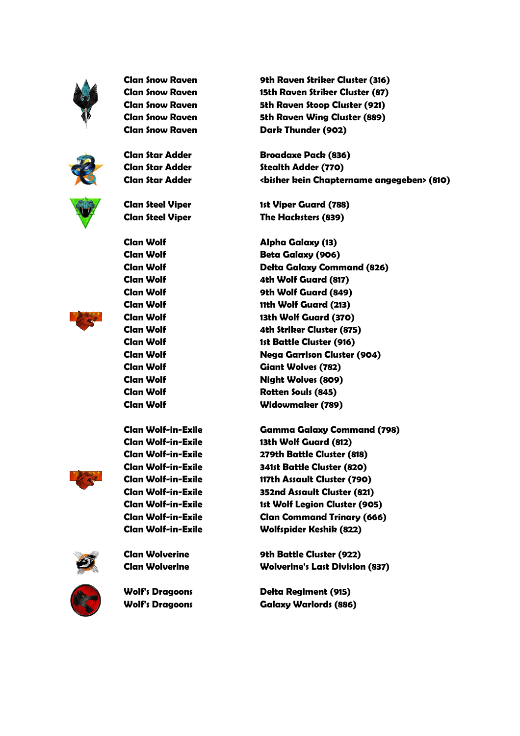| | |
|---|---|
| Clan Snow Raven | 9th Raven Striker Cluster (316) |
| Clan Snow Raven | 15th Raven Striker Cluster (87) |
| Clan Snow Raven | 5th Raven Stoop Cluster (921) |
| Clan Snow Raven | 5th Raven Wing Cluster (889) |
| Clan Snow Raven | Dark Thunder (902) |
| Clan Star Adder | Broadaxe Pack (836) |
| Clan Star Adder | Stealth Adder (770) |
| Clan Star Adder | <bisher kein Chaptername angegeben> (810) |
| Clan Steel Viper | 1st Viper Guard (788) |
| Clan Steel Viper | The Hacksters (839) |
| Clan Wolf | Alpha Galaxy (13) |
| Clan Wolf | Beta Galaxy (906) |
| Clan Wolf | Delta Galaxy Command (826) |
| Clan Wolf | 4th Wolf Guard (817) |
| Clan Wolf | 9th Wolf Guard (849) |
| Clan Wolf | 11th Wolf Guard (213) |
| Clan Wolf | 13th Wolf Guard (370) |
| Clan Wolf | 4th Striker Cluster (875) |
| Clan Wolf | 1st Battle Cluster (916) |
| Clan Wolf | Nega Garrison Cluster (904) |
| Clan Wolf | Giant Wolves (782) |
| Clan Wolf | Night Wolves (809) |
| Clan Wolf | Rotten Souls (845) |
| Clan Wolf | Widowmaker (789) |
| Clan Wolf-in-Exile | Gamma Galaxy Command (798) |
| Clan Wolf-in-Exile | 13th Wolf Guard (812) |
| Clan Wolf-in-Exile | 279th Battle Cluster (818) |
| Clan Wolf-in-Exile | 341st Battle Cluster (820) |
| Clan Wolf-in-Exile | 117th Assault Cluster (790) |
| Clan Wolf-in-Exile | 352nd Assault Cluster (821) |
| Clan Wolf-in-Exile | 1st Wolf Legion Cluster (905) |
| Clan Wolf-in-Exile | Clan Command Trinary (666) |
| Clan Wolf-in-Exile | Wolfspider Keshik (822) |
| Clan Wolverine | 9th Battle Cluster (922) |
| Clan Wolverine | Wolverine's Last Division (837) |
| Wolf's Dragoons | Delta Regiment (915) |
| Wolf's Dragoons | Galaxy Warlords (886) |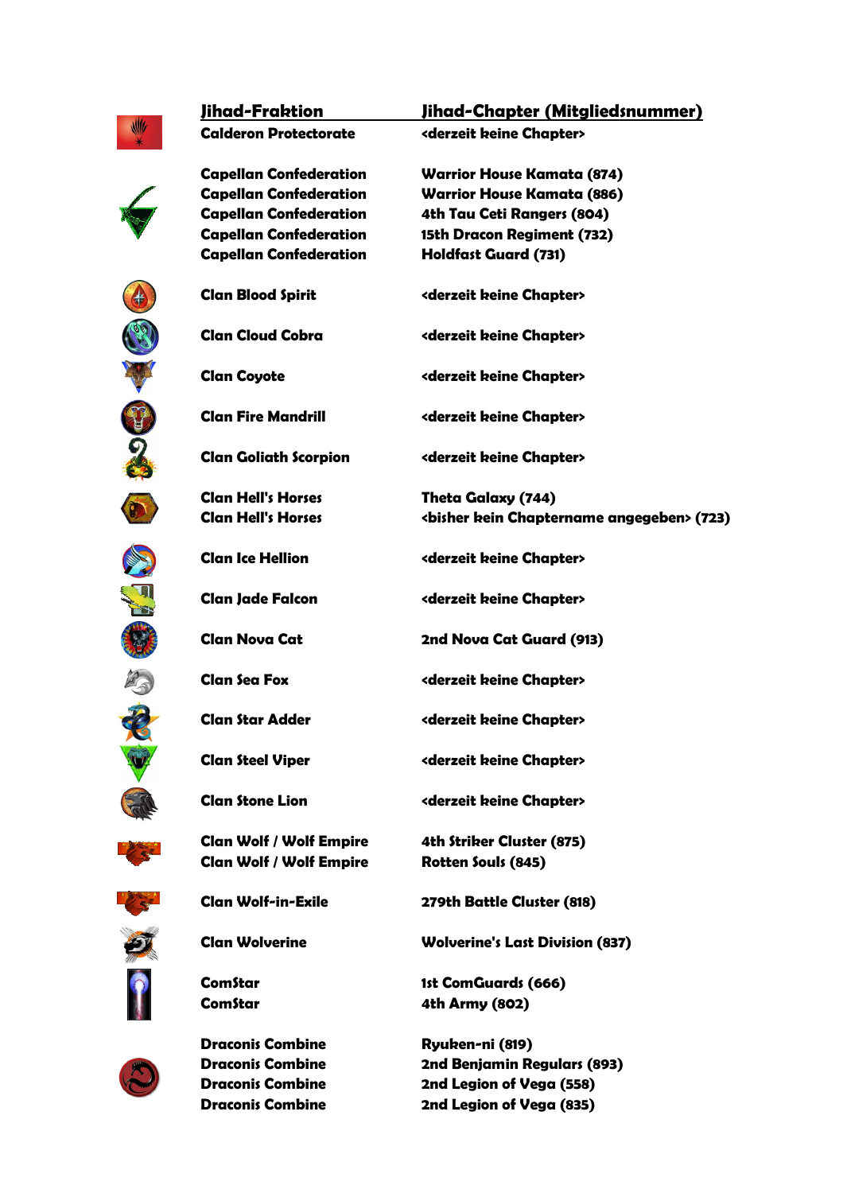| Jihad-Fraktion | Jihad-Chapter (Mitgliedsnummer) |
|---|---|
| Calderon Protectorate | <derzeit keine Chapter> |
| Capellan Confederation | Warrior House Kamata (874) |
| Capellan Confederation | Warrior House Kamata (886) |
| Capellan Confederation | 4th Tau Ceti Rangers (804) |
| Capellan Confederation | 15th Dracon Regiment (732) |
| Capellan Confederation | Holdfast Guard (731) |
| Clan Blood Spirit | <derzeit keine Chapter> |
| Clan Cloud Cobra | <derzeit keine Chapter> |
| Clan Coyote | <derzeit keine Chapter> |
| Clan Fire Mandrill | <derzeit keine Chapter> |
| Clan Goliath Scorpion | <derzeit keine Chapter> |
| Clan Hell's Horses | Theta Galaxy (744) |
| Clan Hell's Horses | <bisher kein Chaptername angegeben> (723) |
| Clan Ice Hellion | <derzeit keine Chapter> |
| Clan Jade Falcon | <derzeit keine Chapter> |
| Clan Nova Cat | 2nd Nova Cat Guard (913) |
| Clan Sea Fox | <derzeit keine Chapter> |
| Clan Star Adder | <derzeit keine Chapter> |
| Clan Steel Viper | <derzeit keine Chapter> |
| Clan Stone Lion | <derzeit keine Chapter> |
| Clan Wolf / Wolf Empire | 4th Striker Cluster (875) |
| Clan Wolf / Wolf Empire | Rotten Souls (845) |
| Clan Wolf-in-Exile | 279th Battle Cluster (818) |
| Clan Wolverine | Wolverine's Last Division (837) |
| ComStar | 1st ComGuards (666) |
| ComStar | 4th Army (802) |
| Draconis Combine | Ryuken-ni (819) |
| Draconis Combine | 2nd Benjamin Regulars (893) |
| Draconis Combine | 2nd Legion of Vega (558) |
| Draconis Combine | 2nd Legion of Vega (835) |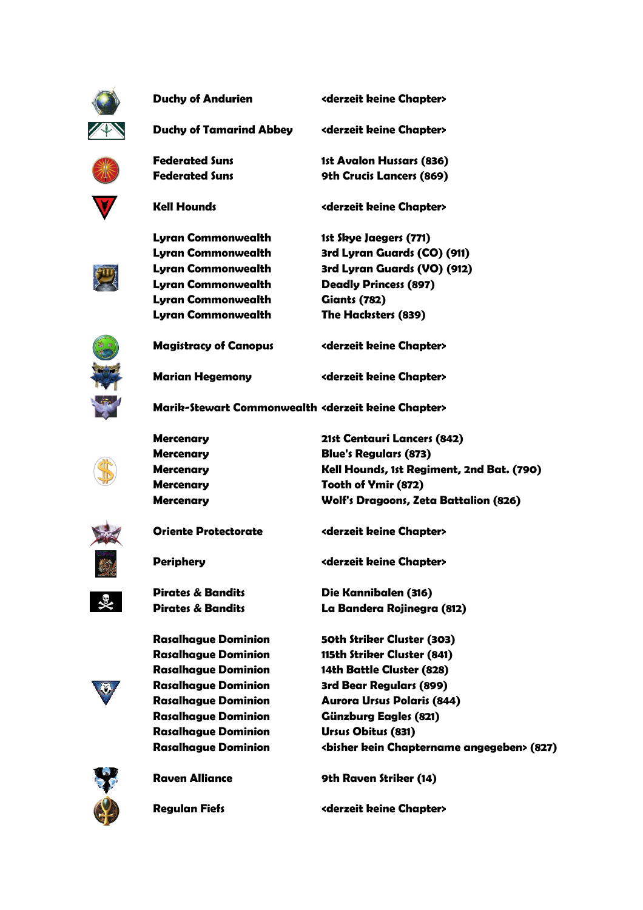| | |
|---|---|
| **Duchy of Andurien** | **<derzeit keine Chapter>** |
| **Duchy of Tamarind Abbey** | **<derzeit keine Chapter>** |
| **Federated Suns** | **1st Avalon Hussars (836)** |
| **Federated Suns** | **9th Crucis Lancers (869)** |
| **Kell Hounds** | **<derzeit keine Chapter>** |
| **Lyran Commonwealth** | **1st Skye Jaegers (771)** |
| **Lyran Commonwealth** | **3rd Lyran Guards (CO) (911)** |
| **Lyran Commonwealth** | **3rd Lyran Guards (VO) (912)** |
| **Lyran Commonwealth** | **Deadly Princess (897)** |
| **Lyran Commonwealth** | **Giants (782)** |
| **Lyran Commonwealth** | **The Hacksters (839)** |
| **Magistracy of Canopus** | **<derzeit keine Chapter>** |
| **Marian Hegemony** | **<derzeit keine Chapter>** |
| **Marik-Stewart Commonwealth** | **<derzeit keine Chapter>** |
| **Mercenary** | **21st Centauri Lancers (842)** |
| **Mercenary** | **Blue's Regulars (873)** |
| **Mercenary** | **Kell Hounds, 1st Regiment, 2nd Bat. (790)** |
| **Mercenary** | **Tooth of Ymir (872)** |
| **Mercenary** | **Wolf's Dragoons, Zeta Battalion (826)** |
| **Oriente Protectorate** | **<derzeit keine Chapter>** |
| **Periphery** | **<derzeit keine Chapter>** |
| **Pirates & Bandits** | **Die Kannibalen (316)** |
| **Pirates & Bandits** | **La Bandera Rojinegra (812)** |
| **Rasalhague Dominion** | **50th Striker Cluster (303)** |
| **Rasalhague Dominion** | **115th Striker Cluster (841)** |
| **Rasalhague Dominion** | **14th Battle Cluster (828)** |
| **Rasalhague Dominion** | **3rd Bear Regulars (899)** |
| **Rasalhague Dominion** | **Aurora Ursus Polaris (844)** |
| **Rasalhague Dominion** | **Günzburg Eagles (821)** |
| **Rasalhague Dominion** | **Ursus Obitus (831)** |
| **Rasalhague Dominion** | **<bisher kein Chaptername angegeben> (827)** |
| **Raven Alliance** | **9th Raven Striker (14)** |
| **Regulan Fiefs** | **<derzeit keine Chapter>** |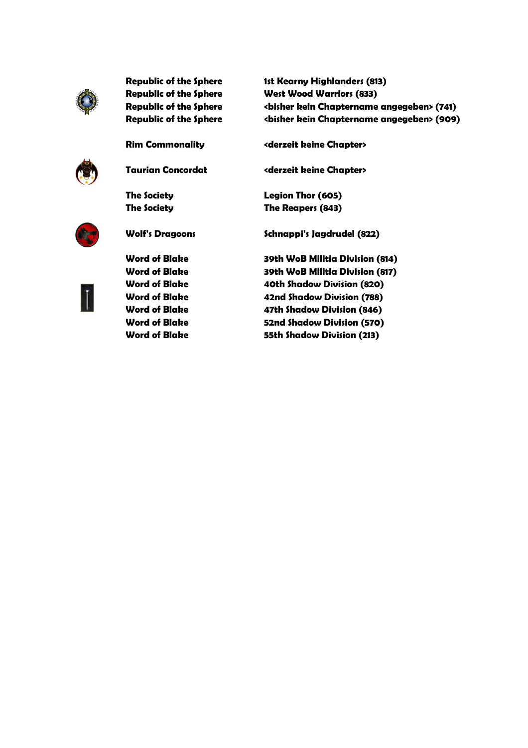| | |
|---|---|
| Republic of the Sphere | 1st Kearny Highlanders (813) |
| Republic of the Sphere | West Wood Warriors (833) |
| Republic of the Sphere | <bisher kein Chaptername angegeben> (741) |
| Republic of the Sphere | <bisher kein Chaptername angegeben> (909) |
| Rim Commonality | <derzeit keine Chapter> |
| Taurian Concordat | <derzeit keine Chapter> |
| The Society | Legion Thor (605) |
| The Society | The Reapers (843) |
| Wolf's Dragoons | Schnappi's Jagdrudel (822) |
| Word of Blake | 39th WoB Militia Division (814) |
| Word of Blake | 39th WoB Militia Division (817) |
| Word of Blake | 40th Shadow Division (820) |
| Word of Blake | 42nd Shadow Division (788) |
| Word of Blake | 47th Shadow Division (846) |
| Word of Blake | 52nd Shadow Division (570) |
| Word of Blake | 55th Shadow Division (213) |